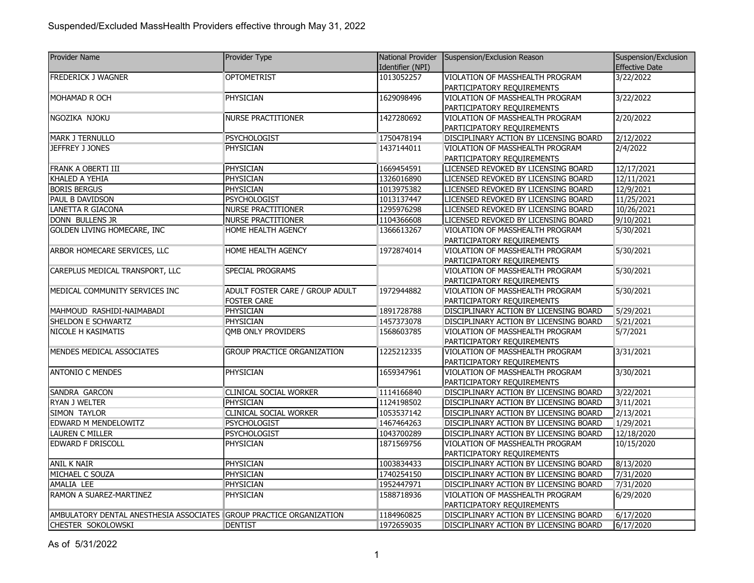# Suspended/Excluded MassHealth Providers effective through May 31, 2022

| Provider Name | Provider Type | National Provider Identifier (NPI) | Suspension/Exclusion Reason | Suspension/Exclusion Effective Date |
|---|---|---|---|---|
| FREDERICK J WAGNER | OPTOMETRIST | 1013052257 | VIOLATION OF MASSHEALTH PROGRAM PARTICIPATORY REQUIREMENTS | 3/22/2022 |
| MOHAMAD R OCH | PHYSICIAN | 1629098496 | VIOLATION OF MASSHEALTH PROGRAM PARTICIPATORY REQUIREMENTS | 3/22/2022 |
| NGOZIKA NJOKU | NURSE PRACTITIONER | 1427280692 | VIOLATION OF MASSHEALTH PROGRAM PARTICIPATORY REQUIREMENTS | 2/20/2022 |
| MARK J TERNULLO | PSYCHOLOGIST | 1750478194 | DISCIPLINARY ACTION BY LICENSING BOARD | 2/12/2022 |
| JEFFREY J JONES | PHYSICIAN | 1437144011 | VIOLATION OF MASSHEALTH PROGRAM PARTICIPATORY REQUIREMENTS | 2/4/2022 |
| FRANK A OBERTI III | PHYSICIAN | 1669454591 | LICENSED REVOKED BY LICENSING BOARD | 12/17/2021 |
| KHALED A YEHIA | PHYSICIAN | 1326016890 | LICENSED REVOKED BY LICENSING BOARD | 12/11/2021 |
| BORIS BERGUS | PHYSICIAN | 1013975382 | LICENSED REVOKED BY LICENSING BOARD | 12/9/2021 |
| PAUL B DAVIDSON | PSYCHOLOGIST | 1013137447 | LICENSED REVOKED BY LICENSING BOARD | 11/25/2021 |
| LANETTA R GIACONA | NURSE PRACTITIONER | 1295976298 | LICENSED REVOKED BY LICENSING BOARD | 10/26/2021 |
| DONN BULLENS JR | NURSE PRACTITIONER | 1104366608 | LICENSED REVOKED BY LICENSING BOARD | 9/10/2021 |
| GOLDEN LIVING HOMECARE, INC | HOME HEALTH AGENCY | 1366613267 | VIOLATION OF MASSHEALTH PROGRAM PARTICIPATORY REQUIREMENTS | 5/30/2021 |
| ARBOR HOMECARE SERVICES, LLC | HOME HEALTH AGENCY | 1972874014 | VIOLATION OF MASSHEALTH PROGRAM PARTICIPATORY REQUIREMENTS | 5/30/2021 |
| CAREPLUS MEDICAL TRANSPORT, LLC | SPECIAL PROGRAMS | | VIOLATION OF MASSHEALTH PROGRAM PARTICIPATORY REQUIREMENTS | 5/30/2021 |
| MEDICAL COMMUNITY SERVICES INC | ADULT FOSTER CARE / GROUP ADULT FOSTER CARE | 1972944882 | VIOLATION OF MASSHEALTH PROGRAM PARTICIPATORY REQUIREMENTS | 5/30/2021 |
| MAHMOUD RASHIDI-NAIMABADI | PHYSICIAN | 1891728788 | DISCIPLINARY ACTION BY LICENSING BOARD | 5/29/2021 |
| SHELDON E SCHWARTZ | PHYSICIAN | 1457373078 | DISCIPLINARY ACTION BY LICENSING BOARD | 5/21/2021 |
| NICOLE H KASIMATIS | QMB ONLY PROVIDERS | 1568603785 | VIOLATION OF MASSHEALTH PROGRAM PARTICIPATORY REQUIREMENTS | 5/7/2021 |
| MENDES MEDICAL ASSOCIATES | GROUP PRACTICE ORGANIZATION | 1225212335 | VIOLATION OF MASSHEALTH PROGRAM PARTICIPATORY REQUIREMENTS | 3/31/2021 |
| ANTONIO C MENDES | PHYSICIAN | 1659347961 | VIOLATION OF MASSHEALTH PROGRAM PARTICIPATORY REQUIREMENTS | 3/30/2021 |
| SANDRA GARCON | CLINICAL SOCIAL WORKER | 1114166840 | DISCIPLINARY ACTION BY LICENSING BOARD | 3/22/2021 |
| RYAN J WELTER | PHYSICIAN | 1124198502 | DISCIPLINARY ACTION BY LICENSING BOARD | 3/11/2021 |
| SIMON TAYLOR | CLINICAL SOCIAL WORKER | 1053537142 | DISCIPLINARY ACTION BY LICENSING BOARD | 2/13/2021 |
| EDWARD M MENDELOWITZ | PSYCHOLOGIST | 1467464263 | DISCIPLINARY ACTION BY LICENSING BOARD | 1/29/2021 |
| LAUREN C MILLER | PSYCHOLOGIST | 1043700289 | DISCIPLINARY ACTION BY LICENSING BOARD | 12/18/2020 |
| EDWARD F DRISCOLL | PHYSICIAN | 1871569756 | VIOLATION OF MASSHEALTH PROGRAM PARTICIPATORY REQUIREMENTS | 10/15/2020 |
| ANIL K NAIR | PHYSICIAN | 1003834433 | DISCIPLINARY ACTION BY LICENSING BOARD | 8/13/2020 |
| MICHAEL C SOUZA | PHYSICIAN | 1740254150 | DISCIPLINARY ACTION BY LICENSING BOARD | 7/31/2020 |
| AMALIA LEE | PHYSICIAN | 1952447971 | DISCIPLINARY ACTION BY LICENSING BOARD | 7/31/2020 |
| RAMON A SUAREZ-MARTINEZ | PHYSICIAN | 1588718936 | VIOLATION OF MASSHEALTH PROGRAM PARTICIPATORY REQUIREMENTS | 6/29/2020 |
| AMBULATORY DENTAL ANESTHESIA ASSOCIATES | GROUP PRACTICE ORGANIZATION | 1184960825 | DISCIPLINARY ACTION BY LICENSING BOARD | 6/17/2020 |
| CHESTER SOKOLOWSKI | DENTIST | 1972659035 | DISCIPLINARY ACTION BY LICENSING BOARD | 6/17/2020 |

As of 5/31/2022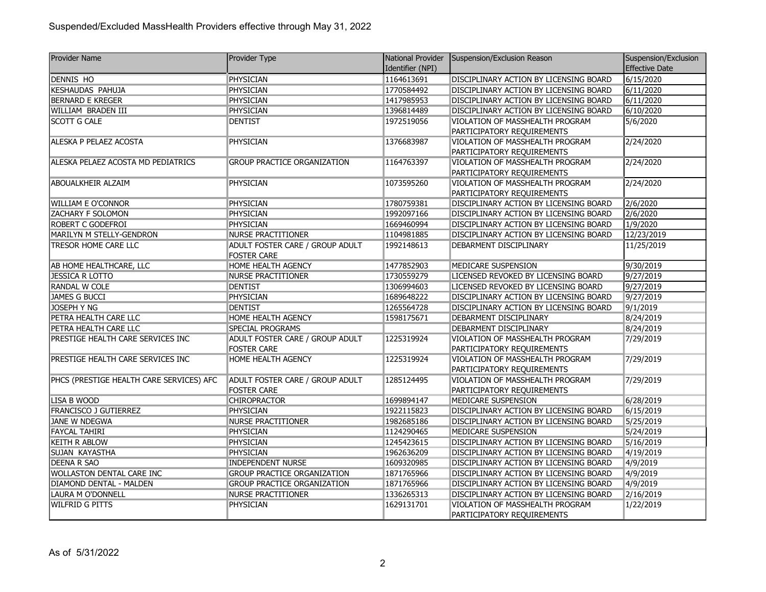## Suspended/Excluded MassHealth Providers effective through May 31, 2022

| Provider Name | Provider Type | National Provider Identifier (NPI) | Suspension/Exclusion Reason | Suspension/Exclusion Effective Date |
|---|---|---|---|---|
| DENNIS HO | PHYSICIAN | 1164613691 | DISCIPLINARY ACTION BY LICENSING BOARD | 6/15/2020 |
| KESHAUDAS PAHUJA | PHYSICIAN | 1770584492 | DISCIPLINARY ACTION BY LICENSING BOARD | 6/11/2020 |
| BERNARD E KREGER | PHYSICIAN | 1417985953 | DISCIPLINARY ACTION BY LICENSING BOARD | 6/11/2020 |
| WILLIAM BRADEN III | PHYSICIAN | 1396814489 | DISCIPLINARY ACTION BY LICENSING BOARD | 6/10/2020 |
| SCOTT G CALE | DENTIST | 1972519056 | VIOLATION OF MASSHEALTH PROGRAM PARTICIPATORY REQUIREMENTS | 5/6/2020 |
| ALESKA P PELAEZ ACOSTA | PHYSICIAN | 1376683987 | VIOLATION OF MASSHEALTH PROGRAM PARTICIPATORY REQUIREMENTS | 2/24/2020 |
| ALESKA PELAEZ ACOSTA MD PEDIATRICS | GROUP PRACTICE ORGANIZATION | 1164763397 | VIOLATION OF MASSHEALTH PROGRAM PARTICIPATORY REQUIREMENTS | 2/24/2020 |
| ABOUALKHEIR ALZAIM | PHYSICIAN | 1073595260 | VIOLATION OF MASSHEALTH PROGRAM PARTICIPATORY REQUIREMENTS | 2/24/2020 |
| WILLIAM E O'CONNOR | PHYSICIAN | 1780759381 | DISCIPLINARY ACTION BY LICENSING BOARD | 2/6/2020 |
| ZACHARY F SOLOMON | PHYSICIAN | 1992097166 | DISCIPLINARY ACTION BY LICENSING BOARD | 2/6/2020 |
| ROBERT C GODEFROI | PHYSICIAN | 1669460994 | DISCIPLINARY ACTION BY LICENSING BOARD | 1/9/2020 |
| MARILYN M STELLY-GENDRON | NURSE PRACTITIONER | 1104981885 | DISCIPLINARY ACTION BY LICENSING BOARD | 12/23/2019 |
| TRESOR HOME CARE LLC | ADULT FOSTER CARE / GROUP ADULT FOSTER CARE | 1992148613 | DEBARMENT DISCIPLINARY | 11/25/2019 |
| AB HOME HEALTHCARE, LLC | HOME HEALTH AGENCY | 1477852903 | MEDICARE SUSPENSION | 9/30/2019 |
| JESSICA R LOTTO | NURSE PRACTITIONER | 1730559279 | LICENSED REVOKED BY LICENSING BOARD | 9/27/2019 |
| RANDAL W COLE | DENTIST | 1306994603 | LICENSED REVOKED BY LICENSING BOARD | 9/27/2019 |
| JAMES G BUCCI | PHYSICIAN | 1689648222 | DISCIPLINARY ACTION BY LICENSING BOARD | 9/27/2019 |
| JOSEPH Y NG | DENTIST | 1265564728 | DISCIPLINARY ACTION BY LICENSING BOARD | 9/1/2019 |
| PETRA HEALTH CARE LLC | HOME HEALTH AGENCY | 1598175671 | DEBARMENT DISCIPLINARY | 8/24/2019 |
| PETRA HEALTH CARE LLC | SPECIAL PROGRAMS | | DEBARMENT DISCIPLINARY | 8/24/2019 |
| PRESTIGE HEALTH CARE SERVICES INC | ADULT FOSTER CARE / GROUP ADULT FOSTER CARE | 1225319924 | VIOLATION OF MASSHEALTH PROGRAM PARTICIPATORY REQUIREMENTS | 7/29/2019 |
| PRESTIGE HEALTH CARE SERVICES INC | HOME HEALTH AGENCY | 1225319924 | VIOLATION OF MASSHEALTH PROGRAM PARTICIPATORY REQUIREMENTS | 7/29/2019 |
| PHCS (PRESTIGE HEALTH CARE SERVICES) AFC | ADULT FOSTER CARE / GROUP ADULT FOSTER CARE | 1285124495 | VIOLATION OF MASSHEALTH PROGRAM PARTICIPATORY REQUIREMENTS | 7/29/2019 |
| LISA B WOOD | CHIROPRACTOR | 1699894147 | MEDICARE SUSPENSION | 6/28/2019 |
| FRANCISCO J GUTIERREZ | PHYSICIAN | 1922115823 | DISCIPLINARY ACTION BY LICENSING BOARD | 6/15/2019 |
| JANE W NDEGWA | NURSE PRACTITIONER | 1982685186 | DISCIPLINARY ACTION BY LICENSING BOARD | 5/25/2019 |
| FAYCAL TAHIRI | PHYSICIAN | 1124290465 | MEDICARE SUSPENSION | 5/24/2019 |
| KEITH R ABLOW | PHYSICIAN | 1245423615 | DISCIPLINARY ACTION BY LICENSING BOARD | 5/16/2019 |
| SUJAN KAYASTHA | PHYSICIAN | 1962636209 | DISCIPLINARY ACTION BY LICENSING BOARD | 4/19/2019 |
| DEENA R SAO | INDEPENDENT NURSE | 1609320985 | DISCIPLINARY ACTION BY LICENSING BOARD | 4/9/2019 |
| WOLLASTON DENTAL CARE INC | GROUP PRACTICE ORGANIZATION | 1871765966 | DISCIPLINARY ACTION BY LICENSING BOARD | 4/9/2019 |
| DIAMOND DENTAL - MALDEN | GROUP PRACTICE ORGANIZATION | 1871765966 | DISCIPLINARY ACTION BY LICENSING BOARD | 4/9/2019 |
| LAURA M O'DONNELL | NURSE PRACTITIONER | 1336265313 | DISCIPLINARY ACTION BY LICENSING BOARD | 2/16/2019 |
| WILFRID G PITTS | PHYSICIAN | 1629131701 | VIOLATION OF MASSHEALTH PROGRAM PARTICIPATORY REQUIREMENTS | 1/22/2019 |

As of 5/31/2022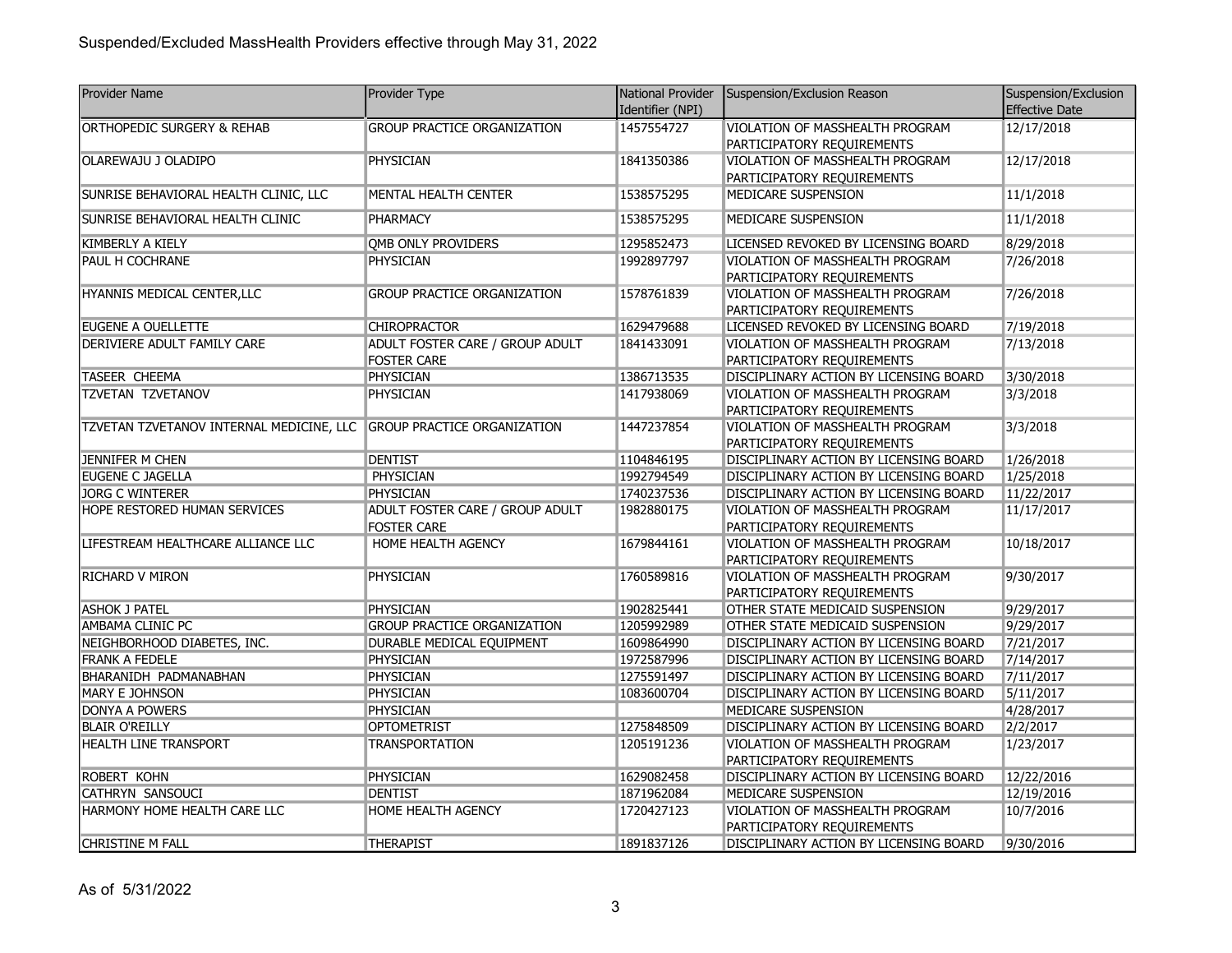Suspended/Excluded MassHealth Providers effective through May 31, 2022

| Provider Name | Provider Type | National Provider Identifier (NPI) | Suspension/Exclusion Reason | Suspension/Exclusion Effective Date |
|---|---|---|---|---|
| ORTHOPEDIC SURGERY & REHAB | GROUP PRACTICE ORGANIZATION | 1457554727 | VIOLATION OF MASSHEALTH PROGRAM PARTICIPATORY REQUIREMENTS | 12/17/2018 |
| OLAREWAJU J OLADIPO | PHYSICIAN | 1841350386 | VIOLATION OF MASSHEALTH PROGRAM PARTICIPATORY REQUIREMENTS | 12/17/2018 |
| SUNRISE BEHAVIORAL HEALTH CLINIC, LLC | MENTAL HEALTH CENTER | 1538575295 | MEDICARE SUSPENSION | 11/1/2018 |
| SUNRISE BEHAVIORAL HEALTH CLINIC | PHARMACY | 1538575295 | MEDICARE SUSPENSION | 11/1/2018 |
| KIMBERLY A KIELY | QMB ONLY PROVIDERS | 1295852473 | LICENSED REVOKED BY LICENSING BOARD | 8/29/2018 |
| PAUL H COCHRANE | PHYSICIAN | 1992897797 | VIOLATION OF MASSHEALTH PROGRAM PARTICIPATORY REQUIREMENTS | 7/26/2018 |
| HYANNIS MEDICAL CENTER,LLC | GROUP PRACTICE ORGANIZATION | 1578761839 | VIOLATION OF MASSHEALTH PROGRAM PARTICIPATORY REQUIREMENTS | 7/26/2018 |
| EUGENE A OUELLETTE | CHIROPRACTOR | 1629479688 | LICENSED REVOKED BY LICENSING BOARD | 7/19/2018 |
| DERIVIERE ADULT FAMILY CARE | ADULT FOSTER CARE / GROUP ADULT FOSTER CARE | 1841433091 | VIOLATION OF MASSHEALTH PROGRAM PARTICIPATORY REQUIREMENTS | 7/13/2018 |
| TASEER CHEEMA | PHYSICIAN | 1386713535 | DISCIPLINARY ACTION BY LICENSING BOARD | 3/30/2018 |
| TZVETAN TZVETANOV | PHYSICIAN | 1417938069 | VIOLATION OF MASSHEALTH PROGRAM PARTICIPATORY REQUIREMENTS | 3/3/2018 |
| TZVETAN TZVETANOV INTERNAL MEDICINE, LLC | GROUP PRACTICE ORGANIZATION | 1447237854 | VIOLATION OF MASSHEALTH PROGRAM PARTICIPATORY REQUIREMENTS | 3/3/2018 |
| JENNIFER M CHEN | DENTIST | 1104846195 | DISCIPLINARY ACTION BY LICENSING BOARD | 1/26/2018 |
| EUGENE C JAGELLA | PHYSICIAN | 1992794549 | DISCIPLINARY ACTION BY LICENSING BOARD | 1/25/2018 |
| JORG C WINTERER | PHYSICIAN | 1740237536 | DISCIPLINARY ACTION BY LICENSING BOARD | 11/22/2017 |
| HOPE RESTORED HUMAN SERVICES | ADULT FOSTER CARE / GROUP ADULT FOSTER CARE | 1982880175 | VIOLATION OF MASSHEALTH PROGRAM PARTICIPATORY REQUIREMENTS | 11/17/2017 |
| LIFESTREAM HEALTHCARE ALLIANCE LLC | HOME HEALTH AGENCY | 1679844161 | VIOLATION OF MASSHEALTH PROGRAM PARTICIPATORY REQUIREMENTS | 10/18/2017 |
| RICHARD V MIRON | PHYSICIAN | 1760589816 | VIOLATION OF MASSHEALTH PROGRAM PARTICIPATORY REQUIREMENTS | 9/30/2017 |
| ASHOK J PATEL | PHYSICIAN | 1902825441 | OTHER STATE MEDICAID SUSPENSION | 9/29/2017 |
| AMBAMA CLINIC PC | GROUP PRACTICE ORGANIZATION | 1205992989 | OTHER STATE MEDICAID SUSPENSION | 9/29/2017 |
| NEIGHBORHOOD DIABETES, INC. | DURABLE MEDICAL EQUIPMENT | 1609864990 | DISCIPLINARY ACTION BY LICENSING BOARD | 7/21/2017 |
| FRANK A FEDELE | PHYSICIAN | 1972587996 | DISCIPLINARY ACTION BY LICENSING BOARD | 7/14/2017 |
| BHARANIDH PADMANABHAN | PHYSICIAN | 1275591497 | DISCIPLINARY ACTION BY LICENSING BOARD | 7/11/2017 |
| MARY E JOHNSON | PHYSICIAN | 1083600704 | DISCIPLINARY ACTION BY LICENSING BOARD | 5/11/2017 |
| DONYA A POWERS | PHYSICIAN | | MEDICARE SUSPENSION | 4/28/2017 |
| BLAIR O'REILLY | OPTOMETRIST | 1275848509 | DISCIPLINARY ACTION BY LICENSING BOARD | 2/2/2017 |
| HEALTH LINE TRANSPORT | TRANSPORTATION | 1205191236 | VIOLATION OF MASSHEALTH PROGRAM PARTICIPATORY REQUIREMENTS | 1/23/2017 |
| ROBERT KOHN | PHYSICIAN | 1629082458 | DISCIPLINARY ACTION BY LICENSING BOARD | 12/22/2016 |
| CATHRYN SANSOUCI | DENTIST | 1871962084 | MEDICARE SUSPENSION | 12/19/2016 |
| HARMONY HOME HEALTH CARE LLC | HOME HEALTH AGENCY | 1720427123 | VIOLATION OF MASSHEALTH PROGRAM PARTICIPATORY REQUIREMENTS | 10/7/2016 |
| CHRISTINE M FALL | THERAPIST | 1891837126 | DISCIPLINARY ACTION BY LICENSING BOARD | 9/30/2016 |

As of 5/31/2022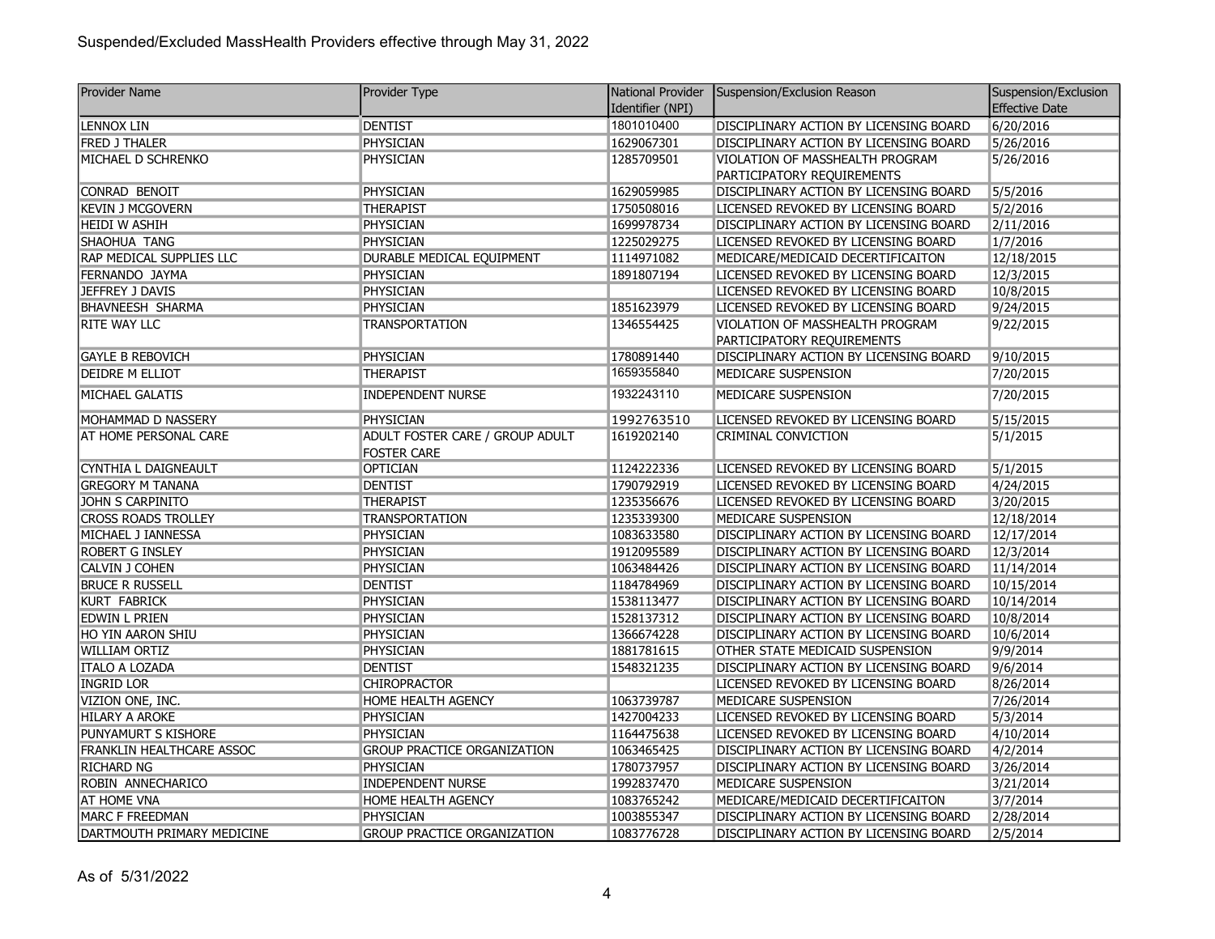Suspended/Excluded MassHealth Providers effective through May 31, 2022

| Provider Name | Provider Type | National Provider Identifier (NPI) | Suspension/Exclusion Reason | Suspension/Exclusion Effective Date |
|---|---|---|---|---|
| LENNOX LIN | DENTIST | 1801010400 | DISCIPLINARY ACTION BY LICENSING BOARD | 6/20/2016 |
| FRED J THALER | PHYSICIAN | 1629067301 | DISCIPLINARY ACTION BY LICENSING BOARD | 5/26/2016 |
| MICHAEL D SCHRENKO | PHYSICIAN | 1285709501 | VIOLATION OF MASSHEALTH PROGRAM PARTICIPATORY REQUIREMENTS | 5/26/2016 |
| CONRAD BENOIT | PHYSICIAN | 1629059985 | DISCIPLINARY ACTION BY LICENSING BOARD | 5/5/2016 |
| KEVIN J MCGOVERN | THERAPIST | 1750508016 | LICENSED REVOKED BY LICENSING BOARD | 5/2/2016 |
| HEIDI W ASHIH | PHYSICIAN | 1699978734 | DISCIPLINARY ACTION BY LICENSING BOARD | 2/11/2016 |
| SHAOHUA TANG | PHYSICIAN | 1225029275 | LICENSED REVOKED BY LICENSING BOARD | 1/7/2016 |
| RAP MEDICAL SUPPLIES LLC | DURABLE MEDICAL EQUIPMENT | 1114971082 | MEDICARE/MEDICAID DECERTIFICAITON | 12/18/2015 |
| FERNANDO JAYMA | PHYSICIAN | 1891807194 | LICENSED REVOKED BY LICENSING BOARD | 12/3/2015 |
| JEFFREY J DAVIS | PHYSICIAN | | LICENSED REVOKED BY LICENSING BOARD | 10/8/2015 |
| BHAVNEESH SHARMA | PHYSICIAN | 1851623979 | LICENSED REVOKED BY LICENSING BOARD | 9/24/2015 |
| RITE WAY LLC | TRANSPORTATION | 1346554425 | VIOLATION OF MASSHEALTH PROGRAM PARTICIPATORY REQUIREMENTS | 9/22/2015 |
| GAYLE B REBOVICH | PHYSICIAN | 1780891440 | DISCIPLINARY ACTION BY LICENSING BOARD | 9/10/2015 |
| DEIDRE M ELLIOT | THERAPIST | 1659355840 | MEDICARE SUSPENSION | 7/20/2015 |
| MICHAEL GALATIS | INDEPENDENT NURSE | 1932243110 | MEDICARE SUSPENSION | 7/20/2015 |
| MOHAMMAD D NASSERY | PHYSICIAN | 1992763510 | LICENSED REVOKED BY LICENSING BOARD | 5/15/2015 |
| AT HOME PERSONAL CARE | ADULT FOSTER CARE / GROUP ADULT FOSTER CARE | 1619202140 | CRIMINAL CONVICTION | 5/1/2015 |
| CYNTHIA L DAIGNEAULT | OPTICIAN | 1124222336 | LICENSED REVOKED BY LICENSING BOARD | 5/1/2015 |
| GREGORY M TANANA | DENTIST | 1790792919 | LICENSED REVOKED BY LICENSING BOARD | 4/24/2015 |
| JOHN S CARPINITO | THERAPIST | 1235356676 | LICENSED REVOKED BY LICENSING BOARD | 3/20/2015 |
| CROSS ROADS TROLLEY | TRANSPORTATION | 1235339300 | MEDICARE SUSPENSION | 12/18/2014 |
| MICHAEL J IANNESSA | PHYSICIAN | 1083633580 | DISCIPLINARY ACTION BY LICENSING BOARD | 12/17/2014 |
| ROBERT G INSLEY | PHYSICIAN | 1912095589 | DISCIPLINARY ACTION BY LICENSING BOARD | 12/3/2014 |
| CALVIN J COHEN | PHYSICIAN | 1063484426 | DISCIPLINARY ACTION BY LICENSING BOARD | 11/14/2014 |
| BRUCE R RUSSELL | DENTIST | 1184784969 | DISCIPLINARY ACTION BY LICENSING BOARD | 10/15/2014 |
| KURT FABRICK | PHYSICIAN | 1538113477 | DISCIPLINARY ACTION BY LICENSING BOARD | 10/14/2014 |
| EDWIN L PRIEN | PHYSICIAN | 1528137312 | DISCIPLINARY ACTION BY LICENSING BOARD | 10/8/2014 |
| HO YIN AARON SHIU | PHYSICIAN | 1366674228 | DISCIPLINARY ACTION BY LICENSING BOARD | 10/6/2014 |
| WILLIAM ORTIZ | PHYSICIAN | 1881781615 | OTHER STATE MEDICAID SUSPENSION | 9/9/2014 |
| ITALO A LOZADA | DENTIST | 1548321235 | DISCIPLINARY ACTION BY LICENSING BOARD | 9/6/2014 |
| INGRID LOR | CHIROPRACTOR | | LICENSED REVOKED BY LICENSING BOARD | 8/26/2014 |
| VIZION ONE, INC. | HOME HEALTH AGENCY | 1063739787 | MEDICARE SUSPENSION | 7/26/2014 |
| HILARY A AROKE | PHYSICIAN | 1427004233 | LICENSED REVOKED BY LICENSING BOARD | 5/3/2014 |
| PUNYAMURT S KISHORE | PHYSICIAN | 1164475638 | LICENSED REVOKED BY LICENSING BOARD | 4/10/2014 |
| FRANKLIN HEALTHCARE ASSOC | GROUP PRACTICE ORGANIZATION | 1063465425 | DISCIPLINARY ACTION BY LICENSING BOARD | 4/2/2014 |
| RICHARD NG | PHYSICIAN | 1780737957 | DISCIPLINARY ACTION BY LICENSING BOARD | 3/26/2014 |
| ROBIN ANNECHARICO | INDEPENDENT NURSE | 1992837470 | MEDICARE SUSPENSION | 3/21/2014 |
| AT HOME VNA | HOME HEALTH AGENCY | 1083765242 | MEDICARE/MEDICAID DECERTIFICAITON | 3/7/2014 |
| MARC F FREEDMAN | PHYSICIAN | 1003855347 | DISCIPLINARY ACTION BY LICENSING BOARD | 2/28/2014 |
| DARTMOUTH PRIMARY MEDICINE | GROUP PRACTICE ORGANIZATION | 1083776728 | DISCIPLINARY ACTION BY LICENSING BOARD | 2/5/2014 |

As of 5/31/2022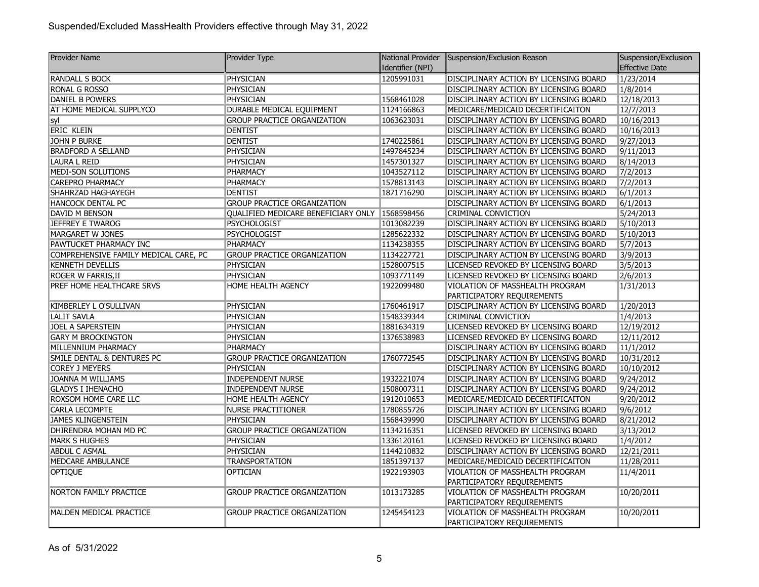# Suspended/Excluded MassHealth Providers effective through May 31, 2022

| Provider Name | Provider Type | National Provider Identifier (NPI) | Suspension/Exclusion Reason | Suspension/Exclusion Effective Date |
|---|---|---|---|---|
| RANDALL S BOCK | PHYSICIAN | 1205991031 | DISCIPLINARY ACTION BY LICENSING BOARD | 1/23/2014 |
| RONAL G ROSSO | PHYSICIAN | | DISCIPLINARY ACTION BY LICENSING BOARD | 1/8/2014 |
| DANIEL B POWERS | PHYSICIAN | 1568461028 | DISCIPLINARY ACTION BY LICENSING BOARD | 12/18/2013 |
| AT HOME MEDICAL SUPPLYCO | DURABLE MEDICAL EQUIPMENT | 1124166863 | MEDICARE/MEDICAID DECERTIFICAITON | 12/7/2013 |
| syl | GROUP PRACTICE ORGANIZATION | 1063623031 | DISCIPLINARY ACTION BY LICENSING BOARD | 10/16/2013 |
| ERIC KLEIN | DENTIST | | DISCIPLINARY ACTION BY LICENSING BOARD | 10/16/2013 |
| JOHN P BURKE | DENTIST | 1740225861 | DISCIPLINARY ACTION BY LICENSING BOARD | 9/27/2013 |
| BRADFORD A SELLAND | PHYSICIAN | 1497845234 | DISCIPLINARY ACTION BY LICENSING BOARD | 9/11/2013 |
| LAURA L REID | PHYSICIAN | 1457301327 | DISCIPLINARY ACTION BY LICENSING BOARD | 8/14/2013 |
| MEDI-SON SOLUTIONS | PHARMACY | 1043527112 | DISCIPLINARY ACTION BY LICENSING BOARD | 7/2/2013 |
| CAREPRO PHARMACY | PHARMACY | 1578813143 | DISCIPLINARY ACTION BY LICENSING BOARD | 7/2/2013 |
| SHAHRZAD HAGHAYEGH | DENTIST | 1871716290 | DISCIPLINARY ACTION BY LICENSING BOARD | 6/1/2013 |
| HANCOCK DENTAL PC | GROUP PRACTICE ORGANIZATION | | DISCIPLINARY ACTION BY LICENSING BOARD | 6/1/2013 |
| DAVID M BENSON | QUALIFIED MEDICARE BENEFICIARY ONLY | 1568598456 | CRIMINAL CONVICTION | 5/24/2013 |
| JEFFREY E TWAROG | PSYCHOLOGIST | 1013082239 | DISCIPLINARY ACTION BY LICENSING BOARD | 5/10/2013 |
| MARGARET W JONES | PSYCHOLOGIST | 1285622332 | DISCIPLINARY ACTION BY LICENSING BOARD | 5/10/2013 |
| PAWTUCKET PHARMACY INC | PHARMACY | 1134238355 | DISCIPLINARY ACTION BY LICENSING BOARD | 5/7/2013 |
| COMPREHENSIVE FAMILY MEDICAL CARE, PC | GROUP PRACTICE ORGANIZATION | 1134227721 | DISCIPLINARY ACTION BY LICENSING BOARD | 3/9/2013 |
| KENNETH DEVELLIS | PHYSICIAN | 1528007515 | LICENSED REVOKED BY LICENSING BOARD | 3/5/2013 |
| ROGER W FARRIS,II | PHYSICIAN | 1093771149 | LICENSED REVOKED BY LICENSING BOARD | 2/6/2013 |
| PREF HOME HEALTHCARE SRVS | HOME HEALTH AGENCY | 1922099480 | VIOLATION OF MASSHEALTH PROGRAM PARTICIPATORY REQUIREMENTS | 1/31/2013 |
| KIMBERLEY L O'SULLIVAN | PHYSICIAN | 1760461917 | DISCIPLINARY ACTION BY LICENSING BOARD | 1/20/2013 |
| LALIT SAVLA | PHYSICIAN | 1548339344 | CRIMINAL CONVICTION | 1/4/2013 |
| JOEL A SAPERSTEIN | PHYSICIAN | 1881634319 | LICENSED REVOKED BY LICENSING BOARD | 12/19/2012 |
| GARY M BROCKINGTON | PHYSICIAN | 1376538983 | LICENSED REVOKED BY LICENSING BOARD | 12/11/2012 |
| MILLENNIUM PHARMACY | PHARMACY | | DISCIPLINARY ACTION BY LICENSING BOARD | 11/1/2012 |
| SMILE DENTAL & DENTURES PC | GROUP PRACTICE ORGANIZATION | 1760772545 | DISCIPLINARY ACTION BY LICENSING BOARD | 10/31/2012 |
| COREY J MEYERS | PHYSICIAN | | DISCIPLINARY ACTION BY LICENSING BOARD | 10/10/2012 |
| JOANNA M WILLIAMS | INDEPENDENT NURSE | 1932221074 | DISCIPLINARY ACTION BY LICENSING BOARD | 9/24/2012 |
| GLADYS I IHENACHO | INDEPENDENT NURSE | 1508007311 | DISCIPLINARY ACTION BY LICENSING BOARD | 9/24/2012 |
| ROXSOM HOME CARE LLC | HOME HEALTH AGENCY | 1912010653 | MEDICARE/MEDICAID DECERTIFICAITON | 9/20/2012 |
| CARLA LECOMPTE | NURSE PRACTITIONER | 1780855726 | DISCIPLINARY ACTION BY LICENSING BOARD | 9/6/2012 |
| JAMES KLINGENSTEIN | PHYSICIAN | 1568439990 | DISCIPLINARY ACTION BY LICENSING BOARD | 8/21/2012 |
| DHIRENDRA MOHAN MD PC | GROUP PRACTICE ORGANIZATION | 1134216351 | LICENSED REVOKED BY LICENSING BOARD | 3/13/2012 |
| MARK S HUGHES | PHYSICIAN | 1336120161 | LICENSED REVOKED BY LICENSING BOARD | 1/4/2012 |
| ABDUL C ASMAL | PHYSICIAN | 1144210832 | DISCIPLINARY ACTION BY LICENSING BOARD | 12/21/2011 |
| MEDCARE AMBULANCE | TRANSPORTATION | 1851397137 | MEDICARE/MEDICAID DECERTIFICAITON | 11/28/2011 |
| OPTIQUE | OPTICIAN | 1922193903 | VIOLATION OF MASSHEALTH PROGRAM PARTICIPATORY REQUIREMENTS | 11/4/2011 |
| NORTON FAMILY PRACTICE | GROUP PRACTICE ORGANIZATION | 1013173285 | VIOLATION OF MASSHEALTH PROGRAM PARTICIPATORY REQUIREMENTS | 10/20/2011 |
| MALDEN MEDICAL PRACTICE | GROUP PRACTICE ORGANIZATION | 1245454123 | VIOLATION OF MASSHEALTH PROGRAM PARTICIPATORY REQUIREMENTS | 10/20/2011 |

As of 5/31/2022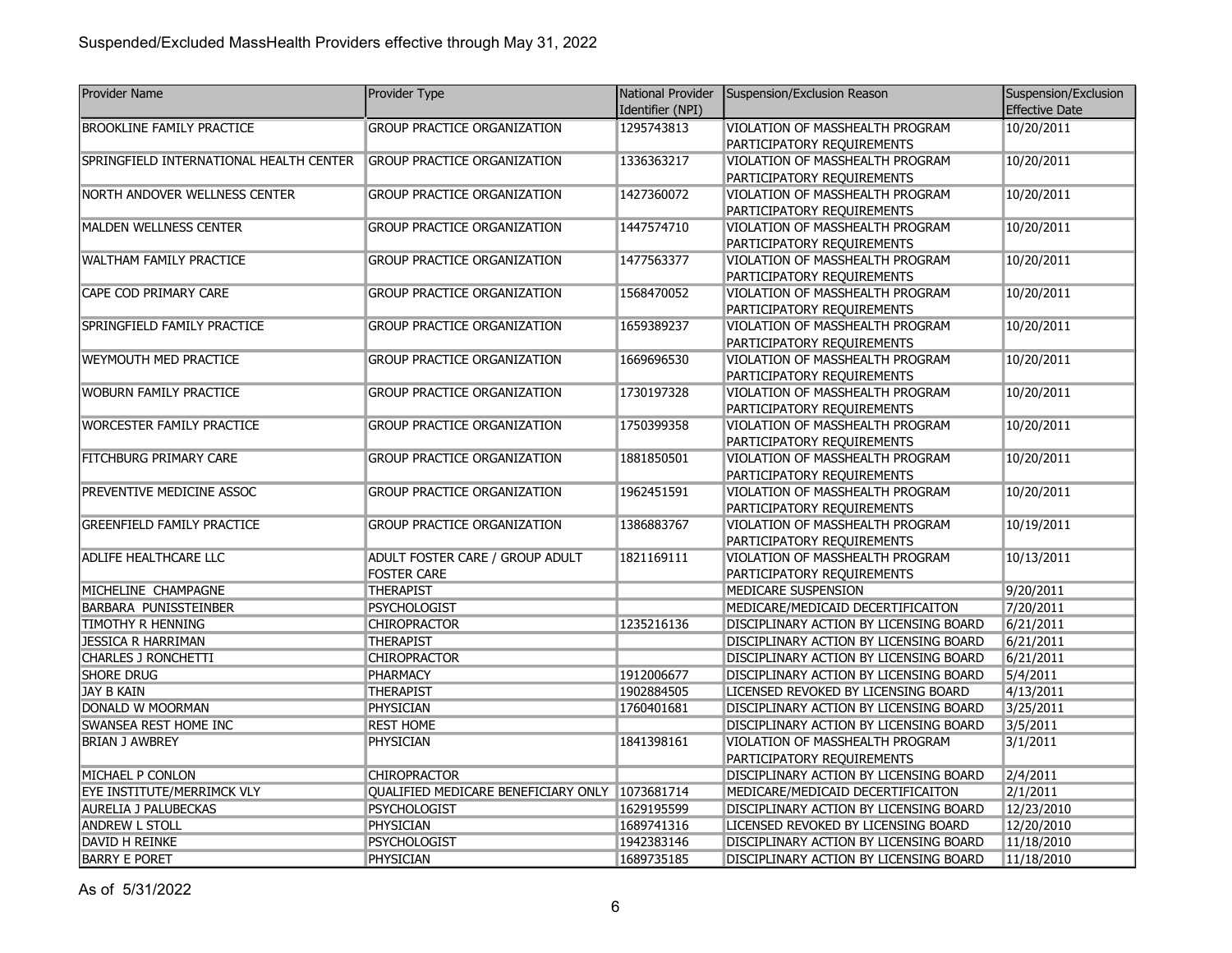Suspended/Excluded MassHealth Providers effective through May 31, 2022

| Provider Name | Provider Type | National Provider Identifier (NPI) | Suspension/Exclusion Reason | Suspension/Exclusion Effective Date |
|---|---|---|---|---|
| BROOKLINE FAMILY PRACTICE | GROUP PRACTICE ORGANIZATION | 1295743813 | VIOLATION OF MASSHEALTH PROGRAM PARTICIPATORY REQUIREMENTS | 10/20/2011 |
| SPRINGFIELD INTERNATIONAL HEALTH CENTER | GROUP PRACTICE ORGANIZATION | 1336363217 | VIOLATION OF MASSHEALTH PROGRAM PARTICIPATORY REQUIREMENTS | 10/20/2011 |
| NORTH ANDOVER WELLNESS CENTER | GROUP PRACTICE ORGANIZATION | 1427360072 | VIOLATION OF MASSHEALTH PROGRAM PARTICIPATORY REQUIREMENTS | 10/20/2011 |
| MALDEN WELLNESS CENTER | GROUP PRACTICE ORGANIZATION | 1447574710 | VIOLATION OF MASSHEALTH PROGRAM PARTICIPATORY REQUIREMENTS | 10/20/2011 |
| WALTHAM FAMILY PRACTICE | GROUP PRACTICE ORGANIZATION | 1477563377 | VIOLATION OF MASSHEALTH PROGRAM PARTICIPATORY REQUIREMENTS | 10/20/2011 |
| CAPE COD PRIMARY CARE | GROUP PRACTICE ORGANIZATION | 1568470052 | VIOLATION OF MASSHEALTH PROGRAM PARTICIPATORY REQUIREMENTS | 10/20/2011 |
| SPRINGFIELD FAMILY PRACTICE | GROUP PRACTICE ORGANIZATION | 1659389237 | VIOLATION OF MASSHEALTH PROGRAM PARTICIPATORY REQUIREMENTS | 10/20/2011 |
| WEYMOUTH MED PRACTICE | GROUP PRACTICE ORGANIZATION | 1669696530 | VIOLATION OF MASSHEALTH PROGRAM PARTICIPATORY REQUIREMENTS | 10/20/2011 |
| WOBURN FAMILY PRACTICE | GROUP PRACTICE ORGANIZATION | 1730197328 | VIOLATION OF MASSHEALTH PROGRAM PARTICIPATORY REQUIREMENTS | 10/20/2011 |
| WORCESTER FAMILY PRACTICE | GROUP PRACTICE ORGANIZATION | 1750399358 | VIOLATION OF MASSHEALTH PROGRAM PARTICIPATORY REQUIREMENTS | 10/20/2011 |
| FITCHBURG PRIMARY CARE | GROUP PRACTICE ORGANIZATION | 1881850501 | VIOLATION OF MASSHEALTH PROGRAM PARTICIPATORY REQUIREMENTS | 10/20/2011 |
| PREVENTIVE MEDICINE ASSOC | GROUP PRACTICE ORGANIZATION | 1962451591 | VIOLATION OF MASSHEALTH PROGRAM PARTICIPATORY REQUIREMENTS | 10/20/2011 |
| GREENFIELD FAMILY PRACTICE | GROUP PRACTICE ORGANIZATION | 1386883767 | VIOLATION OF MASSHEALTH PROGRAM PARTICIPATORY REQUIREMENTS | 10/19/2011 |
| ADLIFE HEALTHCARE LLC | ADULT FOSTER CARE / GROUP ADULT FOSTER CARE | 1821169111 | VIOLATION OF MASSHEALTH PROGRAM PARTICIPATORY REQUIREMENTS | 10/13/2011 |
| MICHELINE CHAMPAGNE | THERAPIST | | MEDICARE SUSPENSION | 9/20/2011 |
| BARBARA PUNISSTEINBER | PSYCHOLOGIST | | MEDICARE/MEDICAID DECERTIFICAITON | 7/20/2011 |
| TIMOTHY R HENNING | CHIROPRACTOR | 1235216136 | DISCIPLINARY ACTION BY LICENSING BOARD | 6/21/2011 |
| JESSICA R HARRIMAN | THERAPIST | | DISCIPLINARY ACTION BY LICENSING BOARD | 6/21/2011 |
| CHARLES J RONCHETTI | CHIROPRACTOR | | DISCIPLINARY ACTION BY LICENSING BOARD | 6/21/2011 |
| SHORE DRUG | PHARMACY | 1912006677 | DISCIPLINARY ACTION BY LICENSING BOARD | 5/4/2011 |
| JAY B KAIN | THERAPIST | 1902884505 | LICENSED REVOKED BY LICENSING BOARD | 4/13/2011 |
| DONALD W MOORMAN | PHYSICIAN | 1760401681 | DISCIPLINARY ACTION BY LICENSING BOARD | 3/25/2011 |
| SWANSEA REST HOME INC | REST HOME | | DISCIPLINARY ACTION BY LICENSING BOARD | 3/5/2011 |
| BRIAN J AWBREY | PHYSICIAN | 1841398161 | VIOLATION OF MASSHEALTH PROGRAM PARTICIPATORY REQUIREMENTS | 3/1/2011 |
| MICHAEL P CONLON | CHIROPRACTOR | | DISCIPLINARY ACTION BY LICENSING BOARD | 2/4/2011 |
| EYE INSTITUTE/MERRIMCK VLY | QUALIFIED MEDICARE BENEFICIARY ONLY | 1073681714 | MEDICARE/MEDICAID DECERTIFICAITON | 2/1/2011 |
| AURELIA J PALUBECKAS | PSYCHOLOGIST | 1629195599 | DISCIPLINARY ACTION BY LICENSING BOARD | 12/23/2010 |
| ANDREW L STOLL | PHYSICIAN | 1689741316 | LICENSED REVOKED BY LICENSING BOARD | 12/20/2010 |
| DAVID H REINKE | PSYCHOLOGIST | 1942383146 | DISCIPLINARY ACTION BY LICENSING BOARD | 11/18/2010 |
| BARRY E PORET | PHYSICIAN | 1689735185 | DISCIPLINARY ACTION BY LICENSING BOARD | 11/18/2010 |

As of 5/31/2022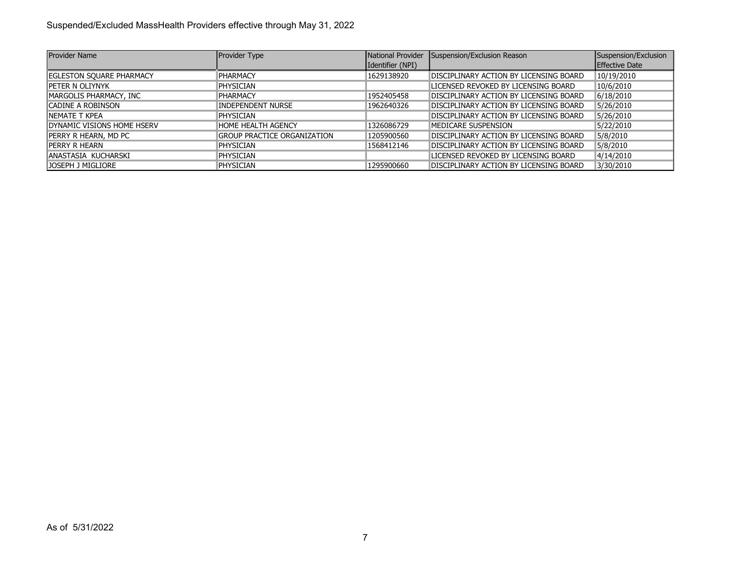Suspended/Excluded MassHealth Providers effective through May 31, 2022

| Provider Name | Provider Type | National Provider Identifier (NPI) | Suspension/Exclusion Reason | Suspension/Exclusion Effective Date |
|---|---|---|---|---|
| EGLESTON SQUARE PHARMACY | PHARMACY | 1629138920 | DISCIPLINARY ACTION BY LICENSING BOARD | 10/19/2010 |
| PETER N OLIYNYK | PHYSICIAN | | LICENSED REVOKED BY LICENSING BOARD | 10/6/2010 |
| MARGOLIS PHARMACY, INC | PHARMACY | 1952405458 | DISCIPLINARY ACTION BY LICENSING BOARD | 6/18/2010 |
| CADINE A ROBINSON | INDEPENDENT NURSE | 1962640326 | DISCIPLINARY ACTION BY LICENSING BOARD | 5/26/2010 |
| NEMATE T KPEA | PHYSICIAN | | DISCIPLINARY ACTION BY LICENSING BOARD | 5/26/2010 |
| DYNAMIC VISIONS HOME HSERV | HOME HEALTH AGENCY | 1326086729 | MEDICARE SUSPENSION | 5/22/2010 |
| PERRY R HEARN, MD PC | GROUP PRACTICE ORGANIZATION | 1205900560 | DISCIPLINARY ACTION BY LICENSING BOARD | 5/8/2010 |
| PERRY R HEARN | PHYSICIAN | 1568412146 | DISCIPLINARY ACTION BY LICENSING BOARD | 5/8/2010 |
| ANASTASIA KUCHARSKI | PHYSICIAN | | LICENSED REVOKED BY LICENSING BOARD | 4/14/2010 |
| JOSEPH J MIGLIORE | PHYSICIAN | 1295900660 | DISCIPLINARY ACTION BY LICENSING BOARD | 3/30/2010 |

As of 5/31/2022